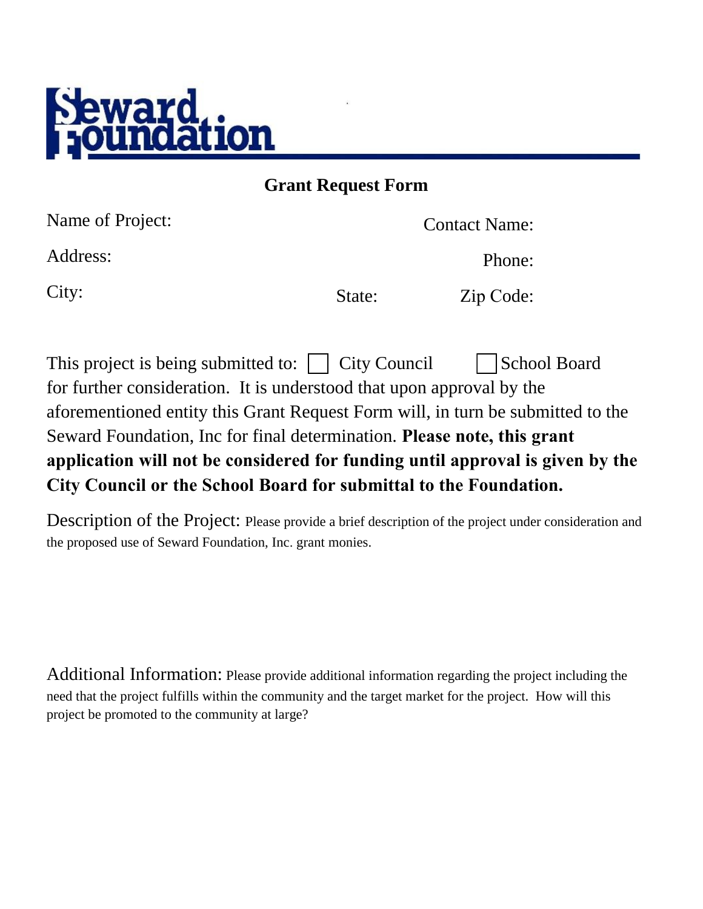# Seward Foundation

## Grant Request Form

Name of Project: Contact Name:

Address: Phone:

City: State: Zip Code:

This project is being submitted to: ☐ City Council ☐ School Board for further consideration. It is understood that upon approval by the aforementioned entity this Grant Request Form will, in turn be submitted to the Seward Foundation, Inc for final determination. **Please note, this grant application will not be considered for funding until approval is given by the City Council or the School Board for submittal to the Foundation.**

Description of the Project: Please provide a brief description of the project under consideration and the proposed use of Seward Foundation, Inc. grant monies.

Additional Information: Please provide additional information regarding the project including the need that the project fulfills within the community and the target market for the project. How will this project be promoted to the community at large?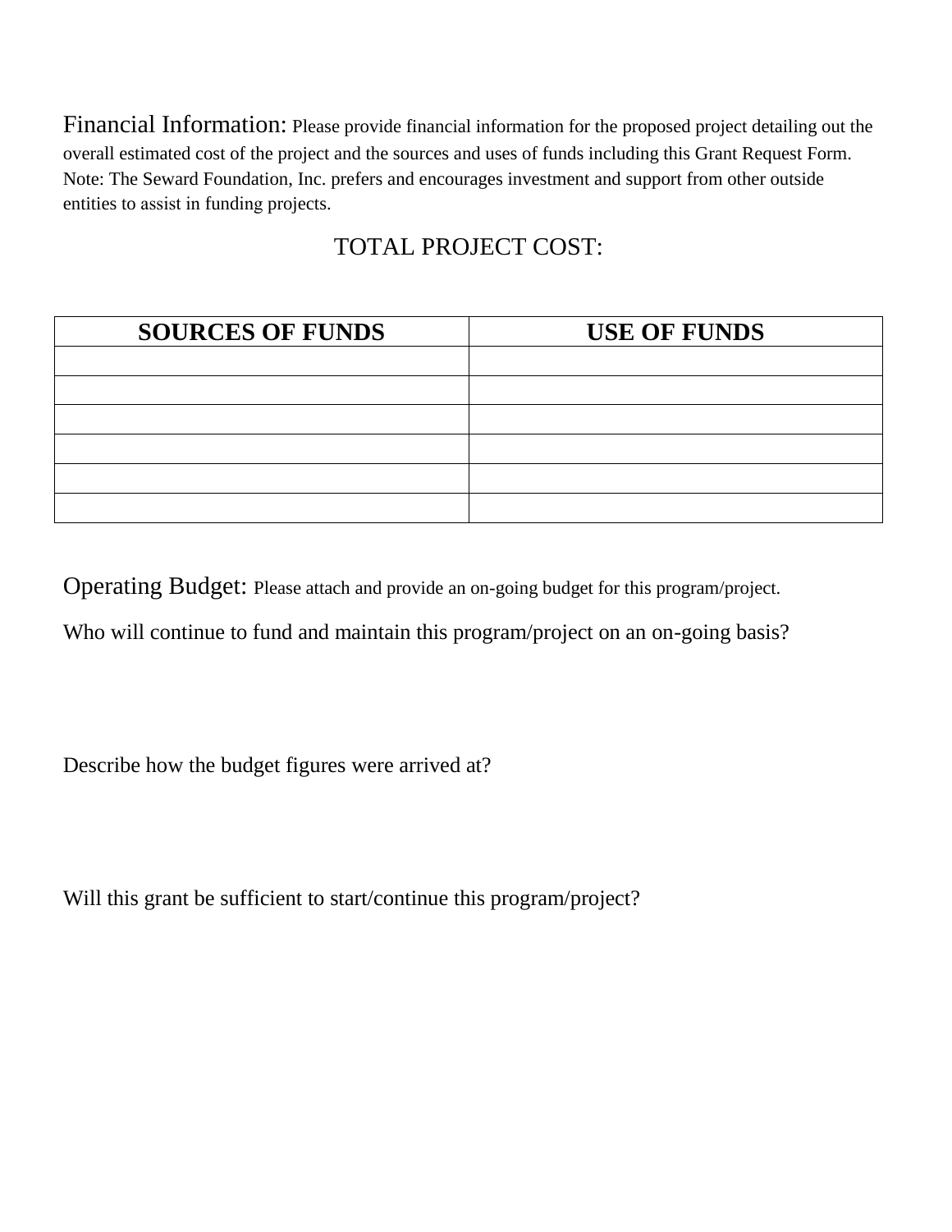Financial Information: Please provide financial information for the proposed project detailing out the overall estimated cost of the project and the sources and uses of funds including this Grant Request Form. Note: The Seward Foundation, Inc. prefers and encourages investment and support from other outside entities to assist in funding projects.

TOTAL PROJECT COST:

| SOURCES OF FUNDS | USE OF FUNDS |
|---|---|
| | |
| | |
| | |
| | |
| | |
| | |

Operating Budget: Please attach and provide an on-going budget for this program/project.

Who will continue to fund and maintain this program/project on an on-going basis?

Describe how the budget figures were arrived at?

Will this grant be sufficient to start/continue this program/project?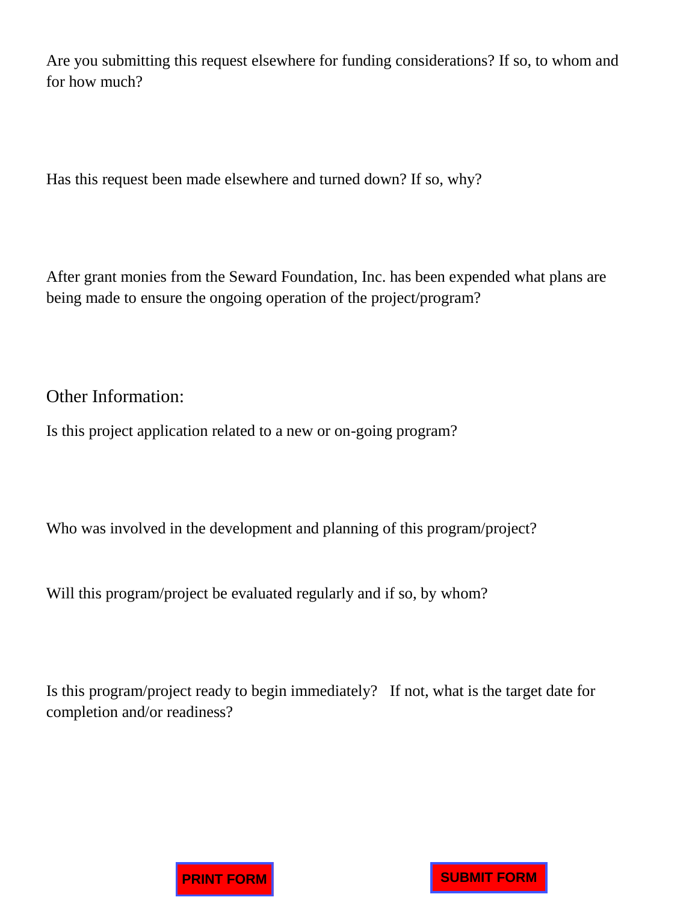Are you submitting this request elsewhere for funding considerations? If so, to whom and for how much?

Has this request been made elsewhere and turned down? If so, why?

After grant monies from the Seward Foundation, Inc. has been expended what plans are being made to ensure the ongoing operation of the project/program?

## Other Information:

Is this project application related to a new or on-going program?

Who was involved in the development and planning of this program/project?

Will this program/project be evaluated regularly and if so, by whom?

Is this program/project ready to begin immediately? If not, what is the target date for completion and/or readiness?

**PRINT FORM** **SUBMIT FORM**